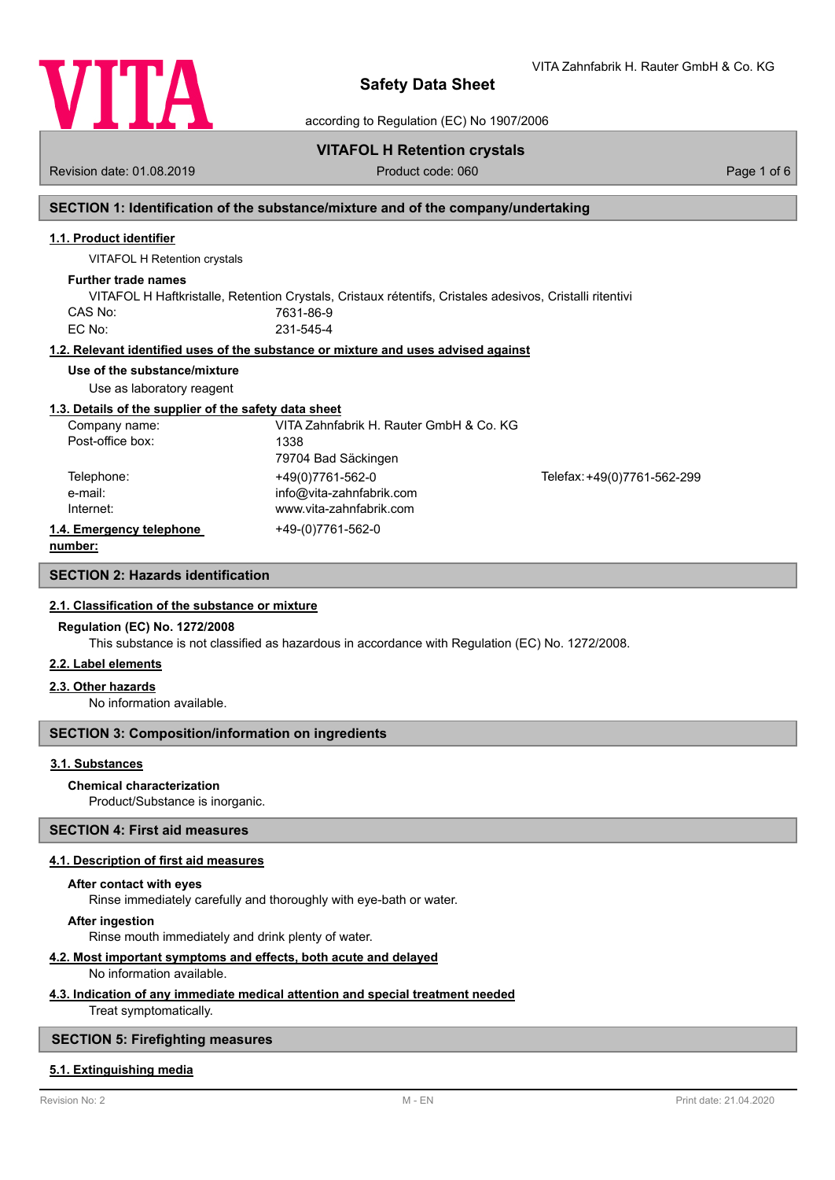# Safety Data Sheet

according to Regulation (EC) No 1907/2006

## VITAFOL H Retention crystals

Revision date: 01.08.2019 | Product code: 060

## SECTION 1: Identification of the substance/mixture and of the company/undertaking

### 1.1. Product identifier

VITAFOL H Retention crystals

**Further trade names**

VITAFOL H Haftkristalle, Retention Crystals, Cristaux rétentifs, Cristales adesivos, Cristalli ritentivi

CAS No: 7631-86-9

EC No: 231-545-4

### 1.2. Relevant identified uses of the substance or mixture and uses advised against

**Use of the substance/mixture**

Use as laboratory reagent

### 1.3. Details of the supplier of the safety data sheet

| | | |
|---|---|---|
| Company name: | VITA Zahnfabrik H. Rauter GmbH & Co. KG | |
| Post-office box: | 1338 | |
| | 79704 Bad Säckingen | |
| Telephone: | +49(0)7761-562-0 | Telefax: +49(0)7761-562-299 |
| e-mail: | info@vita-zahnfabrik.com | |
| Internet: | www.vita-zahnfabrik.com | |

### 1.4. Emergency telephone number:

+49-(0)7761-562-0

## SECTION 2: Hazards identification

### 2.1. Classification of the substance or mixture

**Regulation (EC) No. 1272/2008**

This substance is not classified as hazardous in accordance with Regulation (EC) No. 1272/2008.

### 2.2. Label elements

### 2.3. Other hazards

No information available.

## SECTION 3: Composition/information on ingredients

### 3.1. Substances

**Chemical characterization**

Product/Substance is inorganic.

## SECTION 4: First aid measures

### 4.1. Description of first aid measures

**After contact with eyes**

Rinse immediately carefully and thoroughly with eye-bath or water.

**After ingestion**

Rinse mouth immediately and drink plenty of water.

### 4.2. Most important symptoms and effects, both acute and delayed

No information available.

### 4.3. Indication of any immediate medical attention and special treatment needed

Treat symptomatically.

## SECTION 5: Firefighting measures

### 5.1. Extinguishing media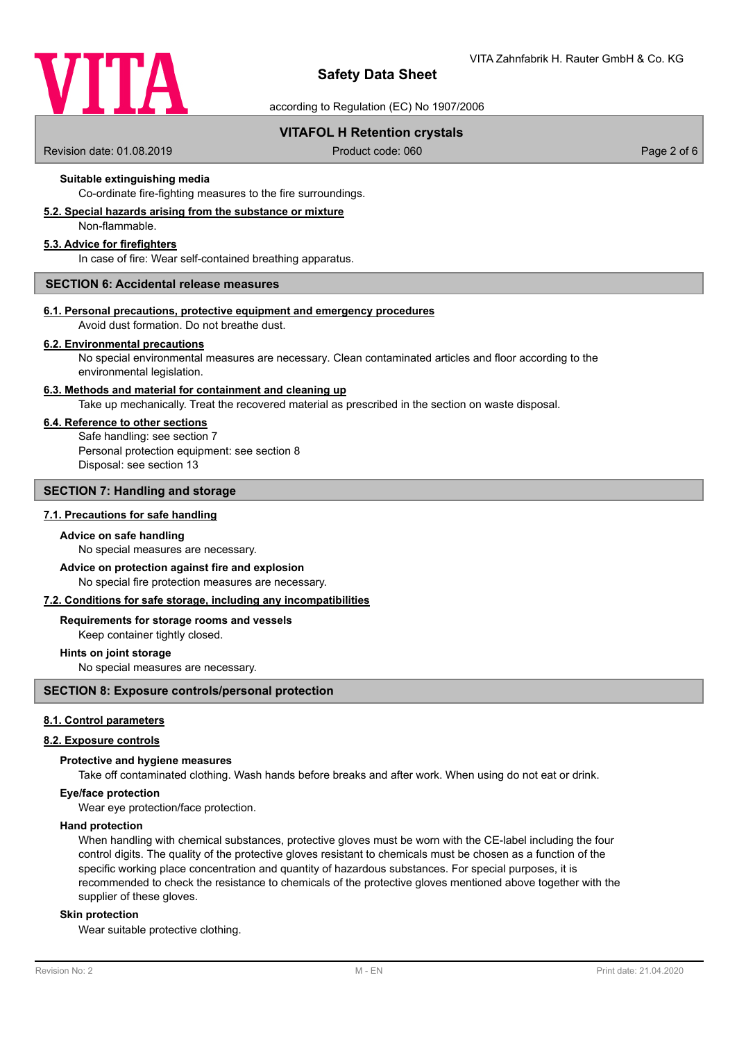### Suitable extinguishing media

Co-ordinate fire-fighting measures to the fire surroundings.

#### 5.2. Special hazards arising from the substance or mixture

Non-flammable.

#### 5.3. Advice for firefighters

In case of fire: Wear self-contained breathing apparatus.

## SECTION 6: Accidental release measures

#### 6.1. Personal precautions, protective equipment and emergency procedures

Avoid dust formation. Do not breathe dust.

#### 6.2. Environmental precautions

No special environmental measures are necessary. Clean contaminated articles and floor according to the environmental legislation.

#### 6.3. Methods and material for containment and cleaning up

Take up mechanically. Treat the recovered material as prescribed in the section on waste disposal.

#### 6.4. Reference to other sections

Safe handling: see section 7
Personal protection equipment: see section 8
Disposal: see section 13

## SECTION 7: Handling and storage

#### 7.1. Precautions for safe handling

### Advice on safe handling

No special measures are necessary.

### Advice on protection against fire and explosion

No special fire protection measures are necessary.

#### 7.2. Conditions for safe storage, including any incompatibilities

### Requirements for storage rooms and vessels

Keep container tightly closed.

### Hints on joint storage

No special measures are necessary.

## SECTION 8: Exposure controls/personal protection

#### 8.1. Control parameters

#### 8.2. Exposure controls

### Protective and hygiene measures

Take off contaminated clothing. Wash hands before breaks and after work. When using do not eat or drink.

### Eye/face protection

Wear eye protection/face protection.

### Hand protection

When handling with chemical substances, protective gloves must be worn with the CE-label including the four control digits. The quality of the protective gloves resistant to chemicals must be chosen as a function of the specific working place concentration and quantity of hazardous substances. For special purposes, it is recommended to check the resistance to chemicals of the protective gloves mentioned above together with the supplier of these gloves.

### Skin protection

Wear suitable protective clothing.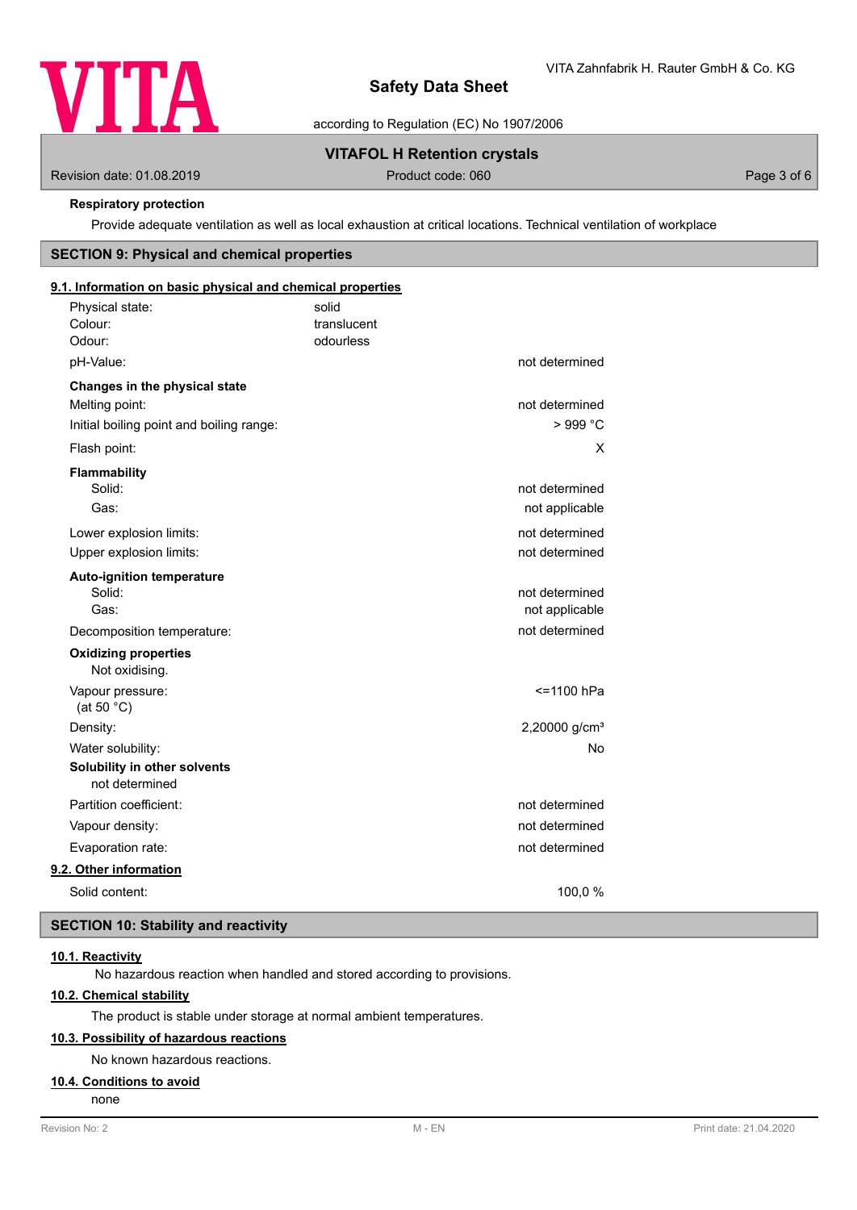**Respiratory protection**

Provide adequate ventilation as well as local exhaustion at critical locations. Technical ventilation of workplace

## SECTION 9: Physical and chemical properties

### 9.1. Information on basic physical and chemical properties

| | | |
|---|---|---|
| Physical state: | solid | |
| Colour: | translucent | |
| Odour: | odourless | |
| pH-Value: | | not determined |
| **Changes in the physical state** | | |
| Melting point: | | not determined |
| Initial boiling point and boiling range: | | > 999 °C |
| Flash point: | | X |
| **Flammability** | | |
| Solid: | | not determined |
| Gas: | | not applicable |
| Lower explosion limits: | | not determined |
| Upper explosion limits: | | not determined |
| **Auto-ignition temperature** | | |
| Solid: | | not determined |
| Gas: | | not applicable |
| Decomposition temperature: | | not determined |
| **Oxidizing properties** | | |
| Not oxidising. | | |
| Vapour pressure: (at 50 °C) | | <=1100 hPa |
| Density: | | 2,20000 g/cm³ |
| Water solubility: | | No |
| **Solubility in other solvents** | | |
| not determined | | |
| Partition coefficient: | | not determined |
| Vapour density: | | not determined |
| Evaporation rate: | | not determined |

### 9.2. Other information

| | |
|---|---|
| Solid content: | 100,0 % |

## SECTION 10: Stability and reactivity

### 10.1. Reactivity

No hazardous reaction when handled and stored according to provisions.

### 10.2. Chemical stability

The product is stable under storage at normal ambient temperatures.

### 10.3. Possibility of hazardous reactions

No known hazardous reactions.

### 10.4. Conditions to avoid

none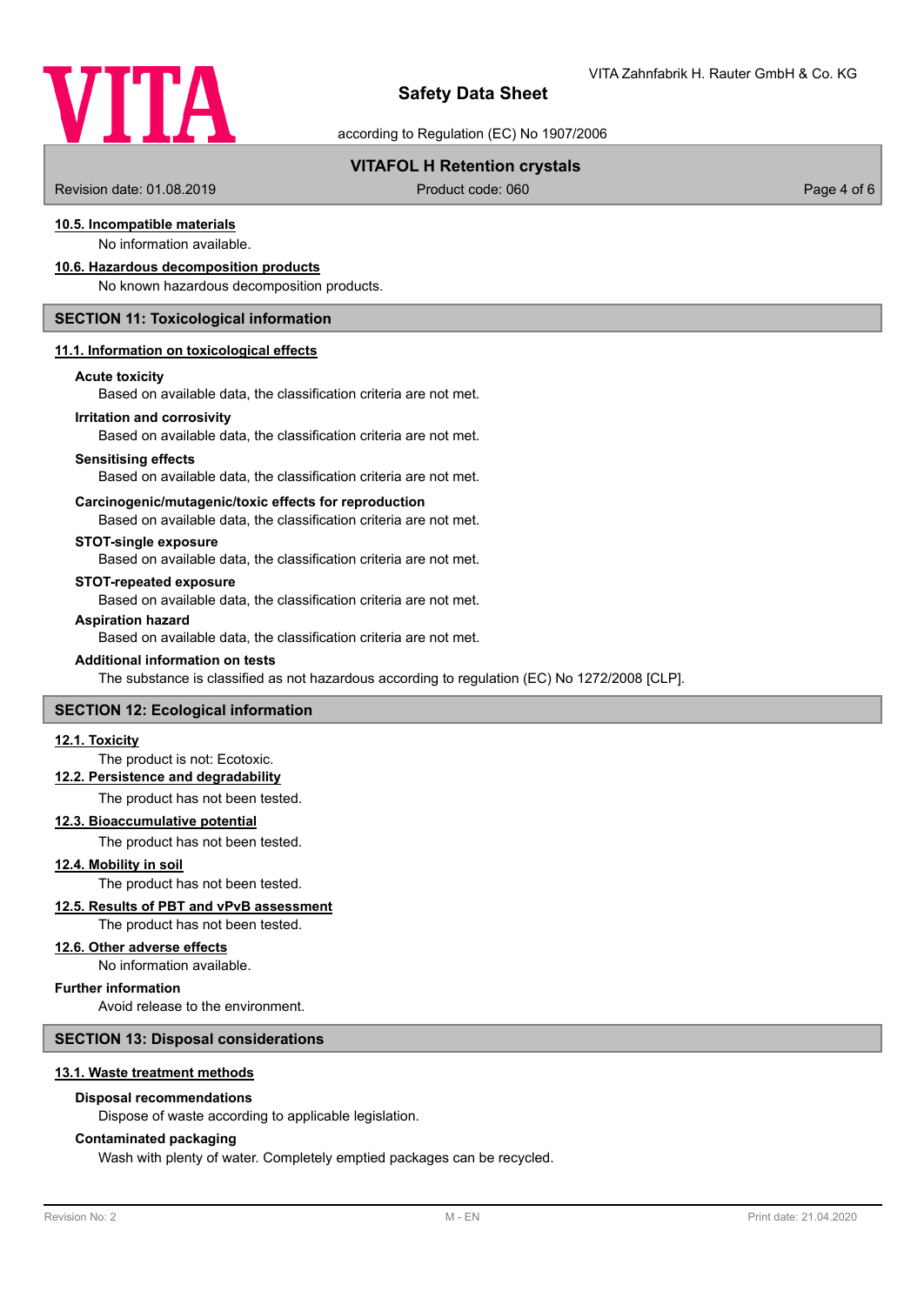#### 10.5. Incompatible materials

No information available.

#### 10.6. Hazardous decomposition products

No known hazardous decomposition products.

## SECTION 11: Toxicological information

### 11.1. Information on toxicological effects

**Acute toxicity**

Based on available data, the classification criteria are not met.

**Irritation and corrosivity**

Based on available data, the classification criteria are not met.

**Sensitising effects**

Based on available data, the classification criteria are not met.

**Carcinogenic/mutagenic/toxic effects for reproduction**

Based on available data, the classification criteria are not met.

**STOT-single exposure**

Based on available data, the classification criteria are not met.

**STOT-repeated exposure**

Based on available data, the classification criteria are not met.

**Aspiration hazard**

Based on available data, the classification criteria are not met.

**Additional information on tests**

The substance is classified as not hazardous according to regulation (EC) No 1272/2008 [CLP].

## SECTION 12: Ecological information

### 12.1. Toxicity

The product is not: Ecotoxic.

### 12.2. Persistence and degradability

The product has not been tested.

### 12.3. Bioaccumulative potential

The product has not been tested.

### 12.4. Mobility in soil

The product has not been tested.

### 12.5. Results of PBT and vPvB assessment

The product has not been tested.

### 12.6. Other adverse effects

No information available.

**Further information**

Avoid release to the environment.

## SECTION 13: Disposal considerations

### 13.1. Waste treatment methods

**Disposal recommendations**

Dispose of waste according to applicable legislation.

**Contaminated packaging**

Wash with plenty of water. Completely emptied packages can be recycled.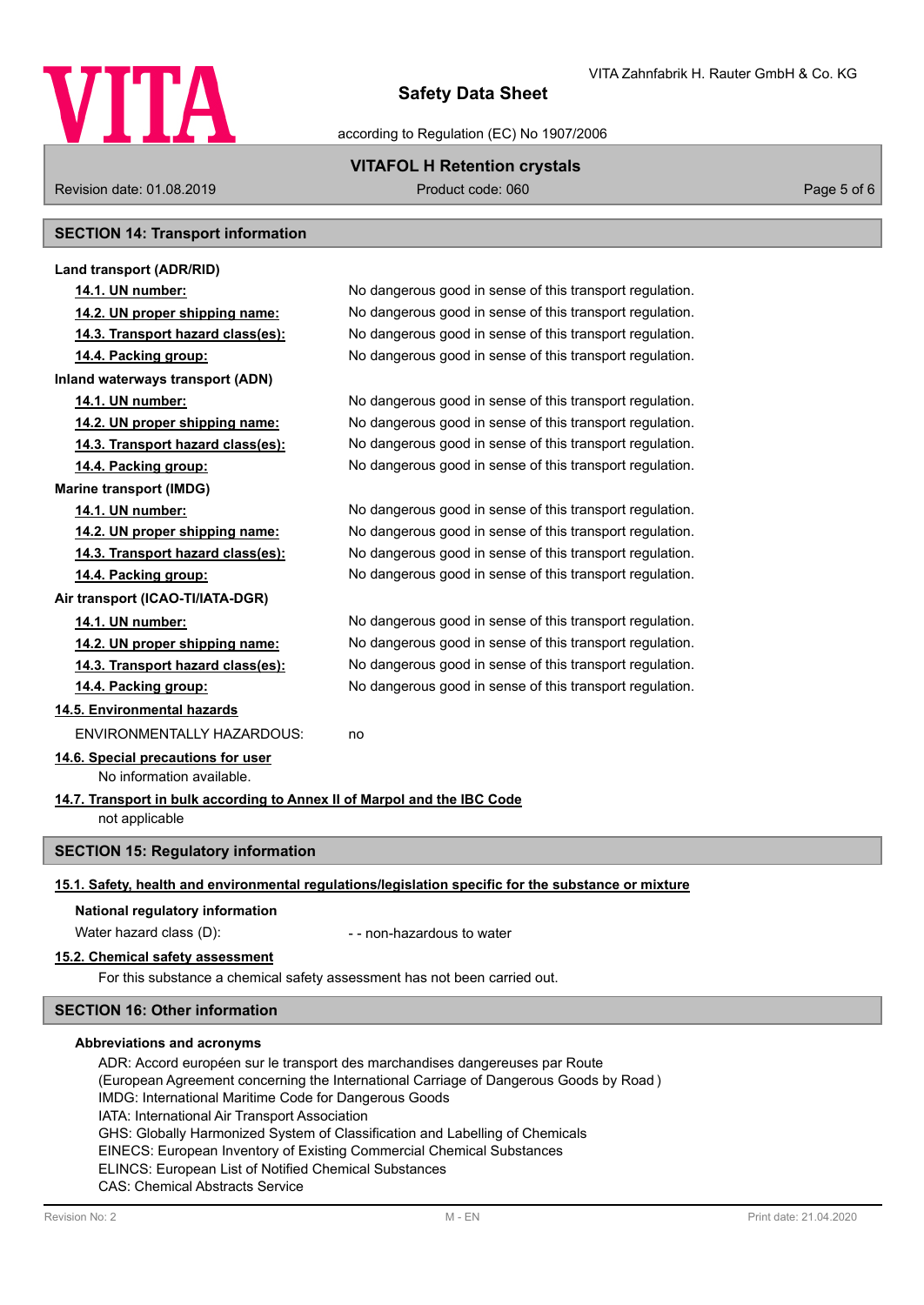## SECTION 14: Transport information

**Land transport (ADR/RID)**

| | |
|---|---|
| **14.1. UN number:** | No dangerous good in sense of this transport regulation. |
| **14.2. UN proper shipping name:** | No dangerous good in sense of this transport regulation. |
| **14.3. Transport hazard class(es):** | No dangerous good in sense of this transport regulation. |
| **14.4. Packing group:** | No dangerous good in sense of this transport regulation. |

**Inland waterways transport (ADN)**

| | |
|---|---|
| **14.1. UN number:** | No dangerous good in sense of this transport regulation. |
| **14.2. UN proper shipping name:** | No dangerous good in sense of this transport regulation. |
| **14.3. Transport hazard class(es):** | No dangerous good in sense of this transport regulation. |
| **14.4. Packing group:** | No dangerous good in sense of this transport regulation. |

**Marine transport (IMDG)**

| | |
|---|---|
| **14.1. UN number:** | No dangerous good in sense of this transport regulation. |
| **14.2. UN proper shipping name:** | No dangerous good in sense of this transport regulation. |
| **14.3. Transport hazard class(es):** | No dangerous good in sense of this transport regulation. |
| **14.4. Packing group:** | No dangerous good in sense of this transport regulation. |

**Air transport (ICAO-TI/IATA-DGR)**

| | |
|---|---|
| **14.1. UN number:** | No dangerous good in sense of this transport regulation. |
| **14.2. UN proper shipping name:** | No dangerous good in sense of this transport regulation. |
| **14.3. Transport hazard class(es):** | No dangerous good in sense of this transport regulation. |
| **14.4. Packing group:** | No dangerous good in sense of this transport regulation. |

**14.5. Environmental hazards**

ENVIRONMENTALLY HAZARDOUS: no

**14.6. Special precautions for user**

No information available.

**14.7. Transport in bulk according to Annex II of Marpol and the IBC Code**

not applicable

## SECTION 15: Regulatory information

**15.1. Safety, health and environmental regulations/legislation specific for the substance or mixture**

**National regulatory information**

Water hazard class (D): - - non-hazardous to water

**15.2. Chemical safety assessment**

For this substance a chemical safety assessment has not been carried out.

## SECTION 16: Other information

**Abbreviations and acronyms**

ADR: Accord européen sur le transport des marchandises dangereuses par Route
(European Agreement concerning the International Carriage of Dangerous Goods by Road )
IMDG: International Maritime Code for Dangerous Goods
IATA: International Air Transport Association
GHS: Globally Harmonized System of Classification and Labelling of Chemicals
EINECS: European Inventory of Existing Commercial Chemical Substances
ELINCS: European List of Notified Chemical Substances
CAS: Chemical Abstracts Service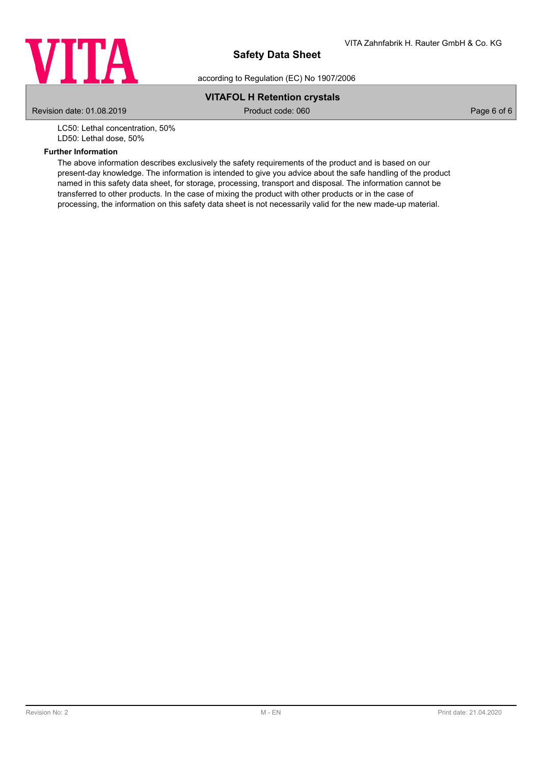LC50: Lethal concentration, 50%
LD50: Lethal dose, 50%

**Further Information**

The above information describes exclusively the safety requirements of the product and is based on our present-day knowledge. The information is intended to give you advice about the safe handling of the product named in this safety data sheet, for storage, processing, transport and disposal. The information cannot be transferred to other products. In the case of mixing the product with other products or in the case of processing, the information on this safety data sheet is not necessarily valid for the new made-up material.